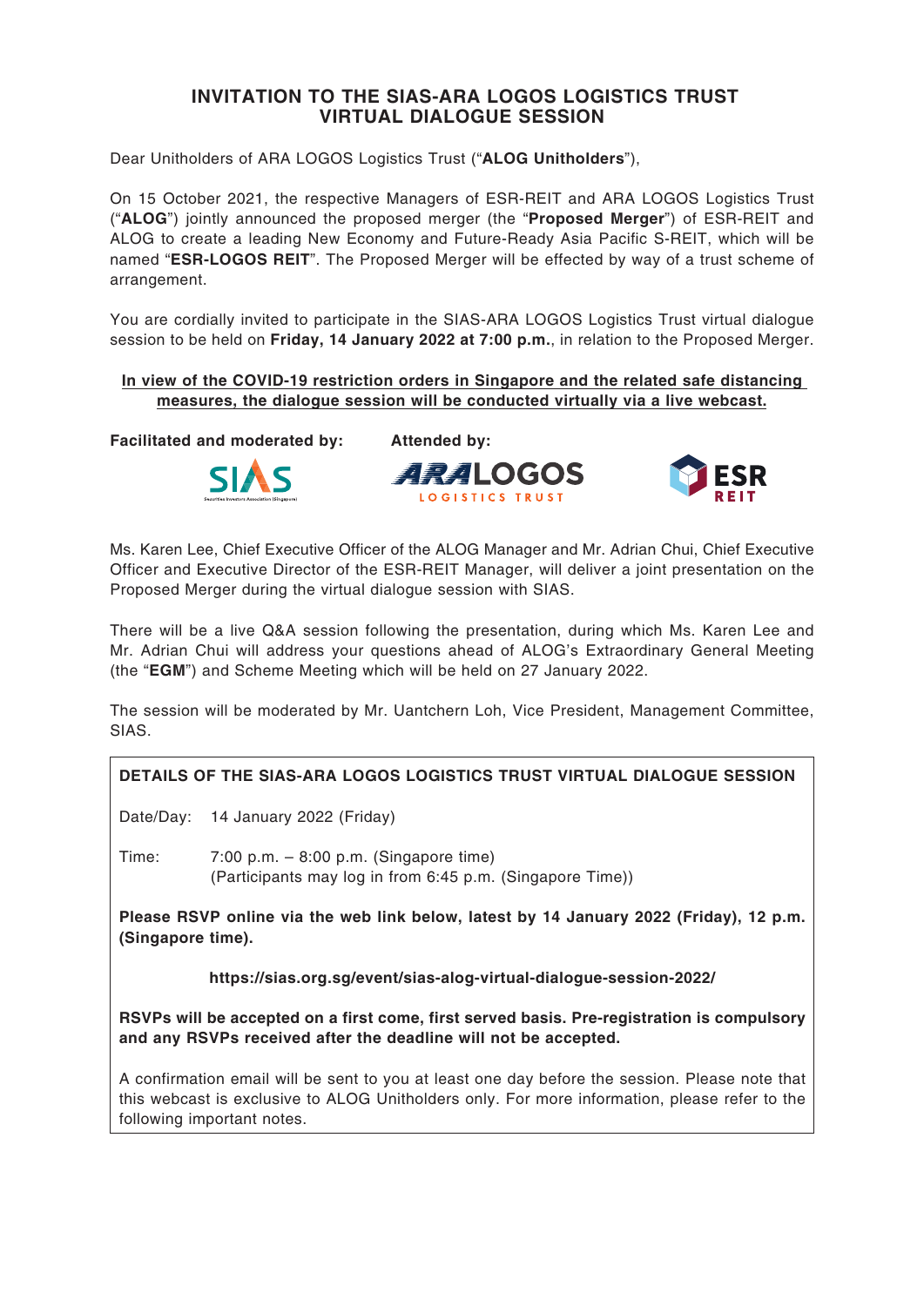# INVITATION TO THE SIAS-ARA LOGOS LOGISTICS TRUST VIRTUAL DIALOGUE SESSION

Dear Unitholders of ARA LOGOS Logistics Trust ("**ALOG Unitholders**"),

On 15 October 2021, the respective Managers of ESR-REIT and ARA LOGOS Logistics Trust ("**ALOG**") jointly announced the proposed merger (the "**Proposed Merger**") of ESR-REIT and ALOG to create a leading New Economy and Future-Ready Asia Pacific S-REIT, which will be named "**ESR-LOGOS REIT**". The Proposed Merger will be effected by way of a trust scheme of arrangement.

You are cordially invited to participate in the SIAS-ARA LOGOS Logistics Trust virtual dialogue session to be held on **Friday, 14 January 2022 at 7:00 p.m.**, in relation to the Proposed Merger.

**In view of the COVID-19 restriction orders in Singapore and the related safe distancing measures, the dialogue session will be conducted virtually via a live webcast.**

**Facilitated and moderated by:** SIAS

**Attended by:** ARA LOGOS Logistics Trust, ESR REIT

Ms. Karen Lee, Chief Executive Officer of the ALOG Manager and Mr. Adrian Chui, Chief Executive Officer and Executive Director of the ESR-REIT Manager, will deliver a joint presentation on the Proposed Merger during the virtual dialogue session with SIAS.

There will be a live Q&A session following the presentation, during which Ms. Karen Lee and Mr. Adrian Chui will address your questions ahead of ALOG's Extraordinary General Meeting (the "**EGM**") and Scheme Meeting which will be held on 27 January 2022.

The session will be moderated by Mr. Uantchern Loh, Vice President, Management Committee, SIAS.

**DETAILS OF THE SIAS-ARA LOGOS LOGISTICS TRUST VIRTUAL DIALOGUE SESSION**

Date/Day: 14 January 2022 (Friday)

Time: 7:00 p.m. – 8:00 p.m. (Singapore time)
(Participants may log in from 6:45 p.m. (Singapore Time))

**Please RSVP online via the web link below, latest by 14 January 2022 (Friday), 12 p.m. (Singapore time).**

**https://sias.org.sg/event/sias-alog-virtual-dialogue-session-2022/**

**RSVPs will be accepted on a first come, first served basis. Pre-registration is compulsory and any RSVPs received after the deadline will not be accepted.**

A confirmation email will be sent to you at least one day before the session. Please note that this webcast is exclusive to ALOG Unitholders only. For more information, please refer to the following important notes.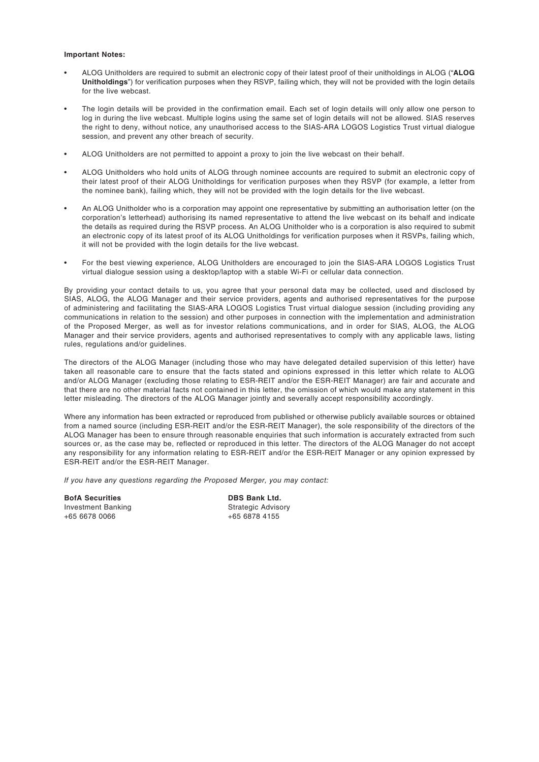**Important Notes:**

- ALOG Unitholders are required to submit an electronic copy of their latest proof of their unitholdings in ALOG ("**ALOG Unitholdings**") for verification purposes when they RSVP, failing which, they will not be provided with the login details for the live webcast.
- The login details will be provided in the confirmation email. Each set of login details will only allow one person to log in during the live webcast. Multiple logins using the same set of login details will not be allowed. SIAS reserves the right to deny, without notice, any unauthorised access to the SIAS-ARA LOGOS Logistics Trust virtual dialogue session, and prevent any other breach of security.
- ALOG Unitholders are not permitted to appoint a proxy to join the live webcast on their behalf.
- ALOG Unitholders who hold units of ALOG through nominee accounts are required to submit an electronic copy of their latest proof of their ALOG Unitholdings for verification purposes when they RSVP (for example, a letter from the nominee bank), failing which, they will not be provided with the login details for the live webcast.
- An ALOG Unitholder who is a corporation may appoint one representative by submitting an authorisation letter (on the corporation's letterhead) authorising its named representative to attend the live webcast on its behalf and indicate the details as required during the RSVP process. An ALOG Unitholder who is a corporation is also required to submit an electronic copy of its latest proof of its ALOG Unitholdings for verification purposes when it RSVPs, failing which, it will not be provided with the login details for the live webcast.
- For the best viewing experience, ALOG Unitholders are encouraged to join the SIAS-ARA LOGOS Logistics Trust virtual dialogue session using a desktop/laptop with a stable Wi-Fi or cellular data connection.

By providing your contact details to us, you agree that your personal data may be collected, used and disclosed by SIAS, ALOG, the ALOG Manager and their service providers, agents and authorised representatives for the purpose of administering and facilitating the SIAS-ARA LOGOS Logistics Trust virtual dialogue session (including providing any communications in relation to the session) and other purposes in connection with the implementation and administration of the Proposed Merger, as well as for investor relations communications, and in order for SIAS, ALOG, the ALOG Manager and their service providers, agents and authorised representatives to comply with any applicable laws, listing rules, regulations and/or guidelines.

The directors of the ALOG Manager (including those who may have delegated detailed supervision of this letter) have taken all reasonable care to ensure that the facts stated and opinions expressed in this letter which relate to ALOG and/or ALOG Manager (excluding those relating to ESR-REIT and/or the ESR-REIT Manager) are fair and accurate and that there are no other material facts not contained in this letter, the omission of which would make any statement in this letter misleading. The directors of the ALOG Manager jointly and severally accept responsibility accordingly.

Where any information has been extracted or reproduced from published or otherwise publicly available sources or obtained from a named source (including ESR-REIT and/or the ESR-REIT Manager), the sole responsibility of the directors of the ALOG Manager has been to ensure through reasonable enquiries that such information is accurately extracted from such sources or, as the case may be, reflected or reproduced in this letter. The directors of the ALOG Manager do not accept any responsibility for any information relating to ESR-REIT and/or the ESR-REIT Manager or any opinion expressed by ESR-REIT and/or the ESR-REIT Manager.

*If you have any questions regarding the Proposed Merger, you may contact:*

**BofA Securities**
Investment Banking
+65 6678 0066

**DBS Bank Ltd.**
Strategic Advisory
+65 6878 4155